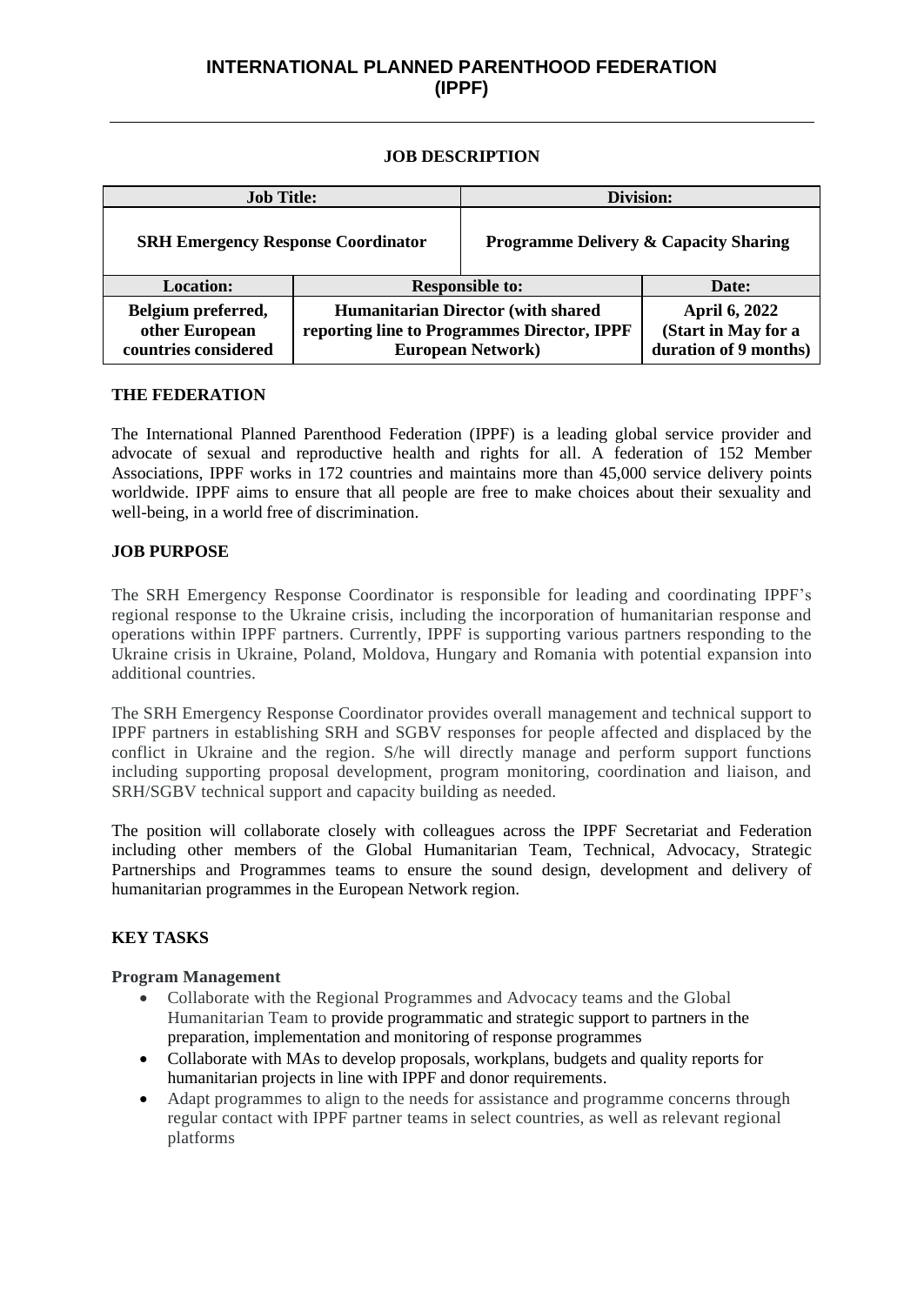# INTERNATIONAL PLANNED PARENTHOOD FEDERATION (IPPF)

---

**JOB DESCRIPTION**

| Job Title: | | Division: |
|---|---|---|
| **SRH Emergency Response Coordinator** | | **Programme Delivery & Capacity Sharing** |
| **Location:** | **Responsible to:** | **Date:** |
| **Belgium preferred, other European countries considered** | **Humanitarian Director (with shared reporting line to Programmes Director, IPPF European Network)** | **April 6, 2022 (Start in May for a duration of 9 months)** |

## THE FEDERATION

The International Planned Parenthood Federation (IPPF) is a leading global service provider and advocate of sexual and reproductive health and rights for all. A federation of 152 Member Associations, IPPF works in 172 countries and maintains more than 45,000 service delivery points worldwide. IPPF aims to ensure that all people are free to make choices about their sexuality and well-being, in a world free of discrimination.

## JOB PURPOSE

The SRH Emergency Response Coordinator is responsible for leading and coordinating IPPF's regional response to the Ukraine crisis, including the incorporation of humanitarian response and operations within IPPF partners. Currently, IPPF is supporting various partners responding to the Ukraine crisis in Ukraine, Poland, Moldova, Hungary and Romania with potential expansion into additional countries.

The SRH Emergency Response Coordinator provides overall management and technical support to IPPF partners in establishing SRH and SGBV responses for people affected and displaced by the conflict in Ukraine and the region. S/he will directly manage and perform support functions including supporting proposal development, program monitoring, coordination and liaison, and SRH/SGBV technical support and capacity building as needed.

The position will collaborate closely with colleagues across the IPPF Secretariat and Federation including other members of the Global Humanitarian Team, Technical, Advocacy, Strategic Partnerships and Programmes teams to ensure the sound design, development and delivery of humanitarian programmes in the European Network region.

## KEY TASKS

**Program Management**

- Collaborate with the Regional Programmes and Advocacy teams and the Global Humanitarian Team to provide programmatic and strategic support to partners in the preparation, implementation and monitoring of response programmes
- Collaborate with MAs to develop proposals, workplans, budgets and quality reports for humanitarian projects in line with IPPF and donor requirements.
- Adapt programmes to align to the needs for assistance and programme concerns through regular contact with IPPF partner teams in select countries, as well as relevant regional platforms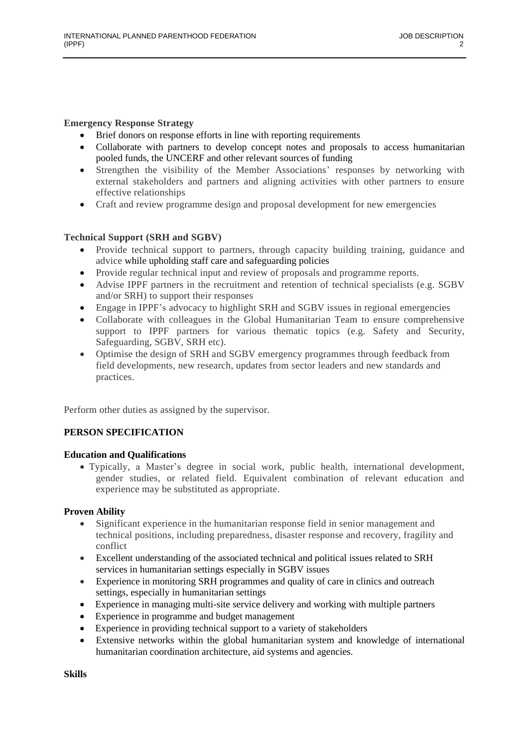**Emergency Response Strategy**

- Brief donors on response efforts in line with reporting requirements
- Collaborate with partners to develop concept notes and proposals to access humanitarian pooled funds, the UNCERF and other relevant sources of funding
- Strengthen the visibility of the Member Associations' responses by networking with external stakeholders and partners and aligning activities with other partners to ensure effective relationships
- Craft and review programme design and proposal development for new emergencies

**Technical Support (SRH and SGBV)**

- Provide technical support to partners, through capacity building training, guidance and advice while upholding staff care and safeguarding policies
- Provide regular technical input and review of proposals and programme reports.
- Advise IPPF partners in the recruitment and retention of technical specialists (e.g. SGBV and/or SRH) to support their responses
- Engage in IPPF's advocacy to highlight SRH and SGBV issues in regional emergencies
- Collaborate with colleagues in the Global Humanitarian Team to ensure comprehensive support to IPPF partners for various thematic topics (e.g. Safety and Security, Safeguarding, SGBV, SRH etc).
- Optimise the design of SRH and SGBV emergency programmes through feedback from field developments, new research, updates from sector leaders and new standards and practices.

Perform other duties as assigned by the supervisor.

## PERSON SPECIFICATION

**Education and Qualifications**

- Typically, a Master's degree in social work, public health, international development, gender studies, or related field. Equivalent combination of relevant education and experience may be substituted as appropriate.

**Proven Ability**

- Significant experience in the humanitarian response field in senior management and technical positions, including preparedness, disaster response and recovery, fragility and conflict
- Excellent understanding of the associated technical and political issues related to SRH services in humanitarian settings especially in SGBV issues
- Experience in monitoring SRH programmes and quality of care in clinics and outreach settings, especially in humanitarian settings
- Experience in managing multi-site service delivery and working with multiple partners
- Experience in programme and budget management
- Experience in providing technical support to a variety of stakeholders
- Extensive networks within the global humanitarian system and knowledge of international humanitarian coordination architecture, aid systems and agencies.

**Skills**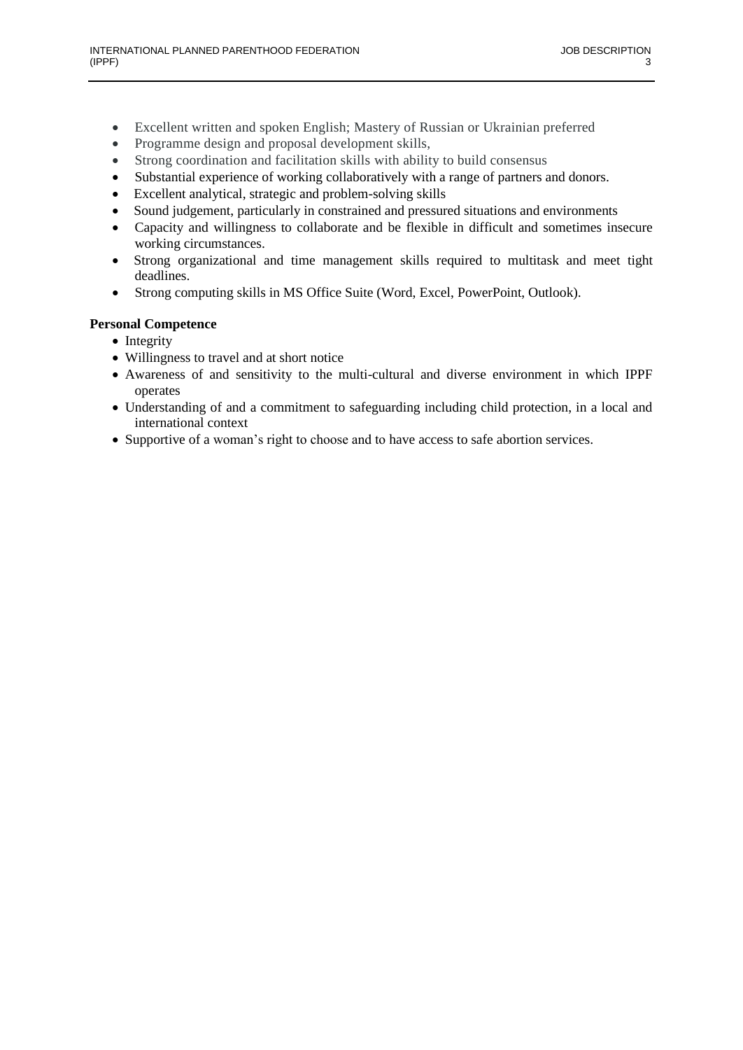- Excellent written and spoken English; Mastery of Russian or Ukrainian preferred
- Programme design and proposal development skills,
- Strong coordination and facilitation skills with ability to build consensus
- Substantial experience of working collaboratively with a range of partners and donors.
- Excellent analytical, strategic and problem-solving skills
- Sound judgement, particularly in constrained and pressured situations and environments
- Capacity and willingness to collaborate and be flexible in difficult and sometimes insecure working circumstances.
- Strong organizational and time management skills required to multitask and meet tight deadlines.
- Strong computing skills in MS Office Suite (Word, Excel, PowerPoint, Outlook).

**Personal Competence**

- Integrity
- Willingness to travel and at short notice
- Awareness of and sensitivity to the multi-cultural and diverse environment in which IPPF operates
- Understanding of and a commitment to safeguarding including child protection, in a local and international context
- Supportive of a woman's right to choose and to have access to safe abortion services.